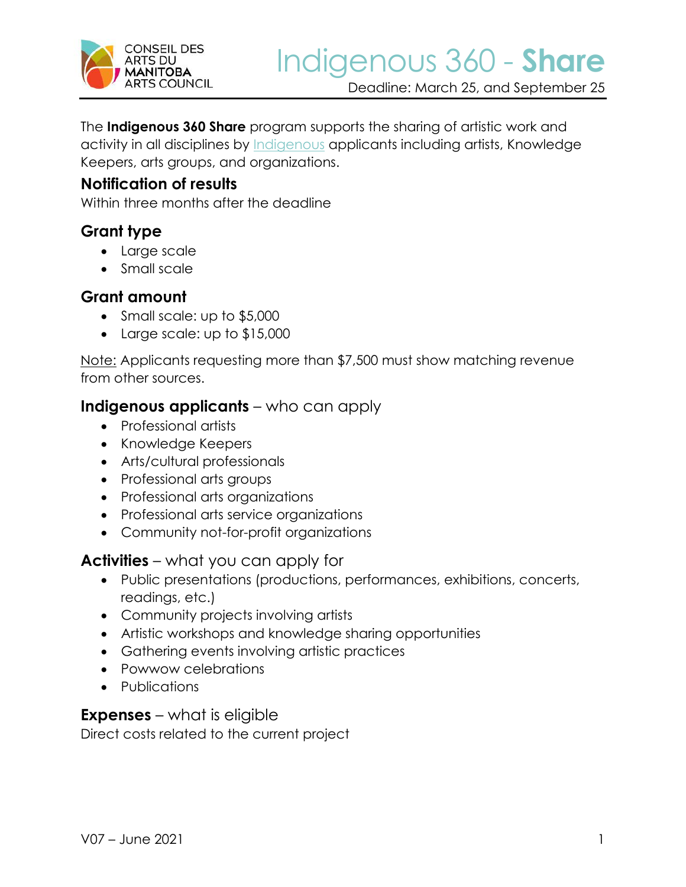CONSEIL DES ARTS DU MANITOBA ARTS COUNCIL

# Indigenous 360 - **Share**

Deadline: March 25, and September 25

The **Indigenous 360 Share** program supports the sharing of artistic work and activity in all disciplines by Indigenous applicants including artists, Knowledge Keepers, arts groups, and organizations.

## Notification of results

Within three months after the deadline

## Grant type

- Large scale
- Small scale

## Grant amount

- Small scale: up to $5,000
- Large scale: up to $15,000

Note: Applicants requesting more than $7,500 must show matching revenue from other sources.

## **Indigenous applicants** – who can apply

- Professional artists
- Knowledge Keepers
- Arts/cultural professionals
- Professional arts groups
- Professional arts organizations
- Professional arts service organizations
- Community not-for-profit organizations

## **Activities** – what you can apply for

- Public presentations (productions, performances, exhibitions, concerts, readings, etc.)
- Community projects involving artists
- Artistic workshops and knowledge sharing opportunities
- Gathering events involving artistic practices
- Powwow celebrations
- Publications

## **Expenses** – what is eligible

Direct costs related to the current project

V07 – June 2021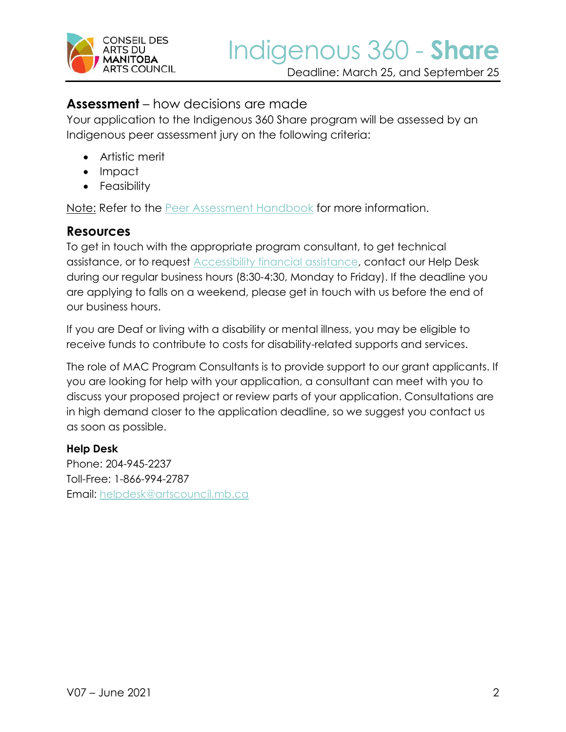## **Assessment** – how decisions are made

Your application to the Indigenous 360 Share program will be assessed by an Indigenous peer assessment jury on the following criteria:

- Artistic merit
- Impact
- Feasibility

Note: Refer to the Peer Assessment Handbook for more information.

## Resources

To get in touch with the appropriate program consultant, to get technical assistance, or to request Accessibility financial assistance, contact our Help Desk during our regular business hours (8:30-4:30, Monday to Friday). If the deadline you are applying to falls on a weekend, please get in touch with us before the end of our business hours.

If you are Deaf or living with a disability or mental illness, you may be eligible to receive funds to contribute to costs for disability-related supports and services.

The role of MAC Program Consultants is to provide support to our grant applicants. If you are looking for help with your application, a consultant can meet with you to discuss your proposed project or review parts of your application. Consultations are in high demand closer to the application deadline, so we suggest you contact us as soon as possible.

**Help Desk**
Phone: 204-945-2237
Toll-Free: 1-866-994-2787
Email: helpdesk@artscouncil.mb.ca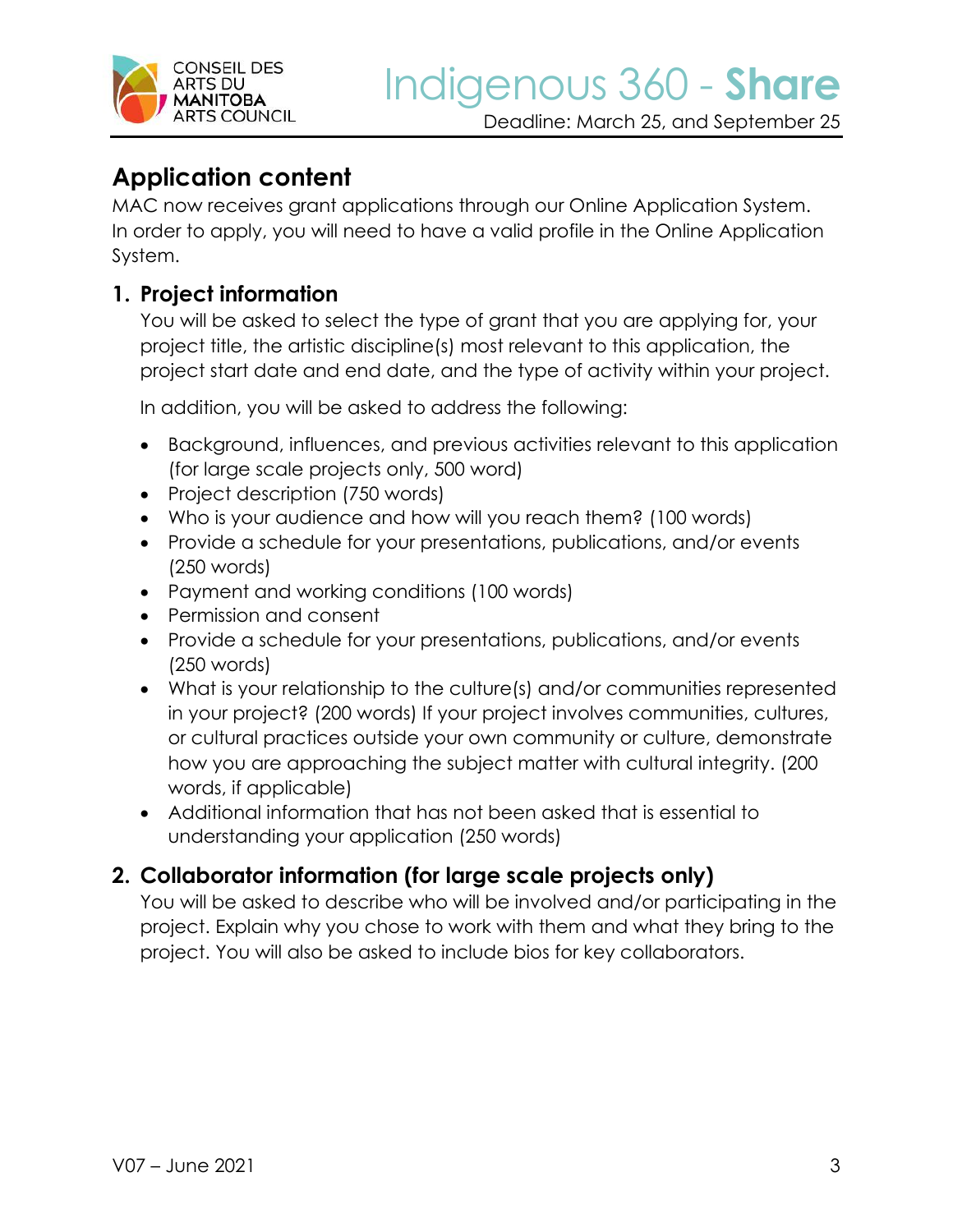## Application content

MAC now receives grant applications through our Online Application System. In order to apply, you will need to have a valid profile in the Online Application System.

### 1. Project information

You will be asked to select the type of grant that you are applying for, your project title, the artistic discipline(s) most relevant to this application, the project start date and end date, and the type of activity within your project.

In addition, you will be asked to address the following:

- Background, influences, and previous activities relevant to this application (for large scale projects only, 500 word)
- Project description (750 words)
- Who is your audience and how will you reach them? (100 words)
- Provide a schedule for your presentations, publications, and/or events (250 words)
- Payment and working conditions (100 words)
- Permission and consent
- Provide a schedule for your presentations, publications, and/or events (250 words)
- What is your relationship to the culture(s) and/or communities represented in your project? (200 words) If your project involves communities, cultures, or cultural practices outside your own community or culture, demonstrate how you are approaching the subject matter with cultural integrity. (200 words, if applicable)
- Additional information that has not been asked that is essential to understanding your application (250 words)

### 2. Collaborator information (for large scale projects only)

You will be asked to describe who will be involved and/or participating in the project. Explain why you chose to work with them and what they bring to the project. You will also be asked to include bios for key collaborators.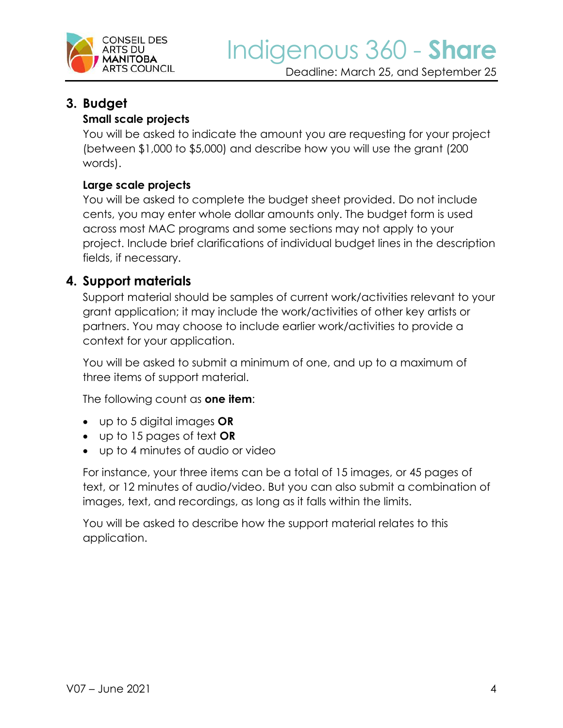## 3. Budget

### Small scale projects

You will be asked to indicate the amount you are requesting for your project (between $1,000 to $5,000) and describe how you will use the grant (200 words).

### Large scale projects

You will be asked to complete the budget sheet provided. Do not include cents, you may enter whole dollar amounts only. The budget form is used across most MAC programs and some sections may not apply to your project. Include brief clarifications of individual budget lines in the description fields, if necessary.

## 4. Support materials

Support material should be samples of current work/activities relevant to your grant application; it may include the work/activities of other key artists or partners. You may choose to include earlier work/activities to provide a context for your application.

You will be asked to submit a minimum of one, and up to a maximum of three items of support material.

The following count as **one item**:

- up to 5 digital images **OR**
- up to 15 pages of text **OR**
- up to 4 minutes of audio or video

For instance, your three items can be a total of 15 images, or 45 pages of text, or 12 minutes of audio/video. But you can also submit a combination of images, text, and recordings, as long as it falls within the limits.

You will be asked to describe how the support material relates to this application.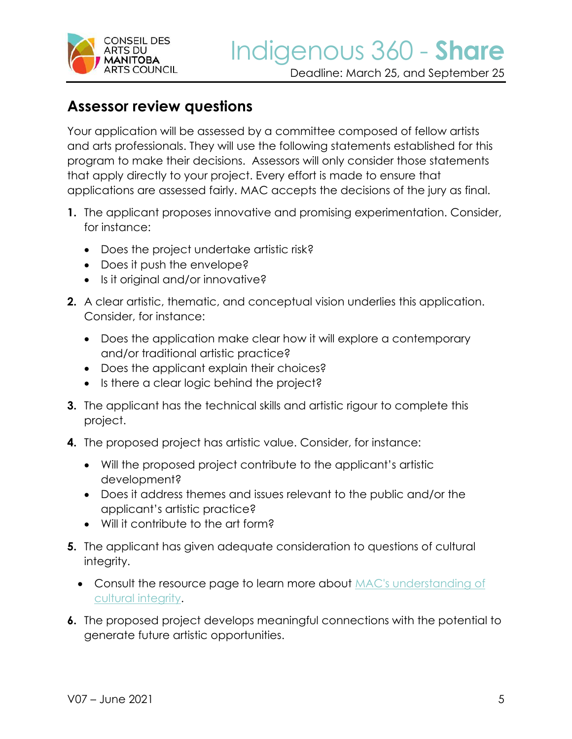## Assessor review questions

Your application will be assessed by a committee composed of fellow artists and arts professionals. They will use the following statements established for this program to make their decisions. Assessors will only consider those statements that apply directly to your project. Every effort is made to ensure that applications are assessed fairly. MAC accepts the decisions of the jury as final.

1. The applicant proposes innovative and promising experimentation. Consider, for instance:
   - Does the project undertake artistic risk?
   - Does it push the envelope?
   - Is it original and/or innovative?
2. A clear artistic, thematic, and conceptual vision underlies this application. Consider, for instance:
   - Does the application make clear how it will explore a contemporary and/or traditional artistic practice?
   - Does the applicant explain their choices?
   - Is there a clear logic behind the project?
3. The applicant has the technical skills and artistic rigour to complete this project.
4. The proposed project has artistic value. Consider, for instance:
   - Will the proposed project contribute to the applicant's artistic development?
   - Does it address themes and issues relevant to the public and/or the applicant's artistic practice?
   - Will it contribute to the art form?
5. The applicant has given adequate consideration to questions of cultural integrity.
   - Consult the resource page to learn more about MAC's understanding of cultural integrity.
6. The proposed project develops meaningful connections with the potential to generate future artistic opportunities.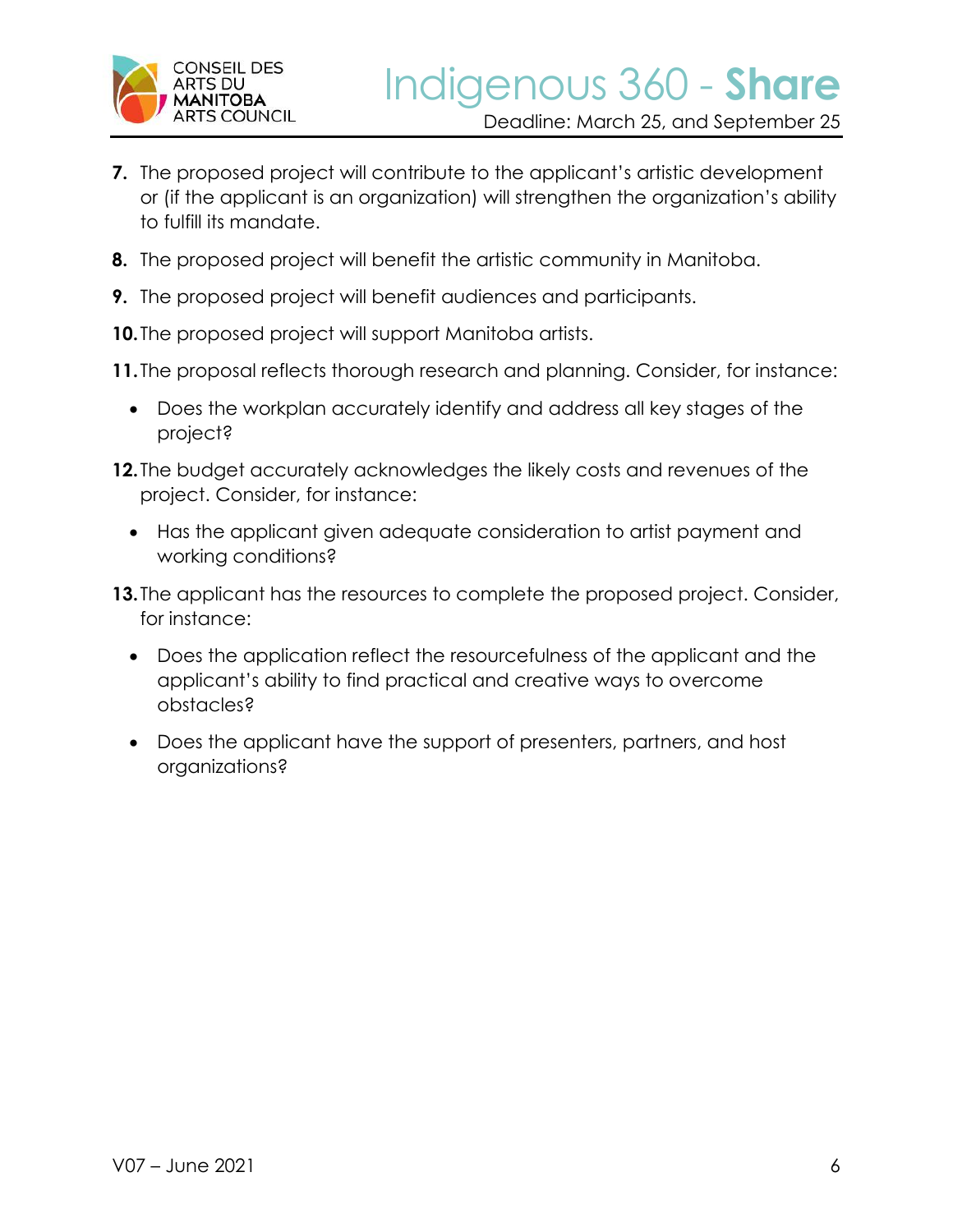7. The proposed project will contribute to the applicant's artistic development or (if the applicant is an organization) will strengthen the organization's ability to fulfill its mandate.

8. The proposed project will benefit the artistic community in Manitoba.

9. The proposed project will benefit audiences and participants.

10. The proposed project will support Manitoba artists.

11. The proposal reflects thorough research and planning. Consider, for instance:
    - Does the workplan accurately identify and address all key stages of the project?

12. The budget accurately acknowledges the likely costs and revenues of the project. Consider, for instance:
    - Has the applicant given adequate consideration to artist payment and working conditions?

13. The applicant has the resources to complete the proposed project. Consider, for instance:
    - Does the application reflect the resourcefulness of the applicant and the applicant's ability to find practical and creative ways to overcome obstacles?
    - Does the applicant have the support of presenters, partners, and host organizations?